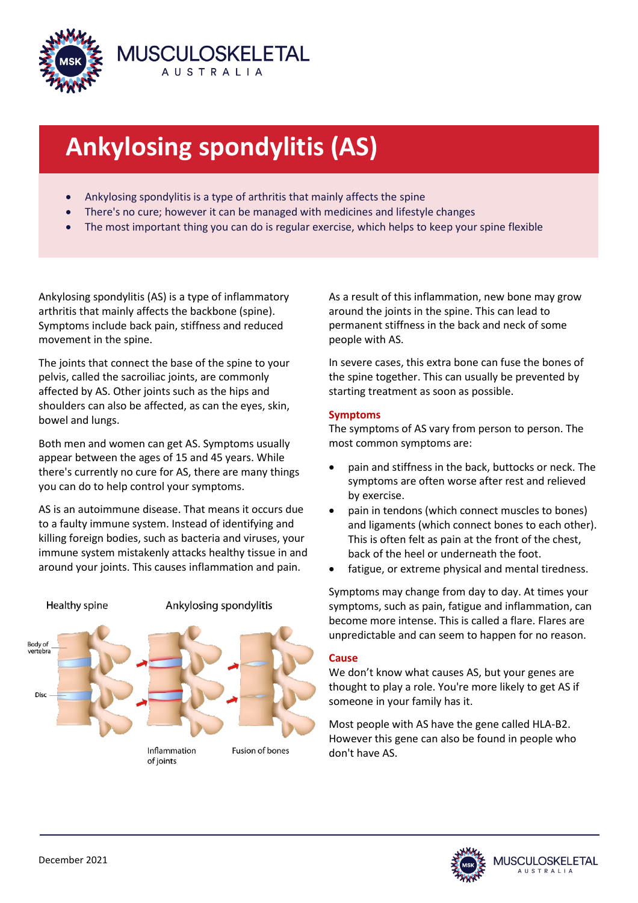# Ankylosing spondylitis (AS)

- Ankylosing spondylitis is a type of arthritis that mainly affects the spine
- There's no cure; however it can be managed with medicines and lifestyle changes
- The most important thing you can do is regular exercise, which helps to keep your spine flexible

Ankylosing spondylitis (AS) is a type of inflammatory arthritis that mainly affects the backbone (spine). Symptoms include back pain, stiffness and reduced movement in the spine.

The joints that connect the base of the spine to your pelvis, called the sacroiliac joints, are commonly affected by AS. Other joints such as the hips and shoulders can also be affected, as can the eyes, skin, bowel and lungs.

Both men and women can get AS. Symptoms usually appear between the ages of 15 and 45 years. While there's currently no cure for AS, there are many things you can do to help control your symptoms.

AS is an autoimmune disease. That means it occurs due to a faulty immune system. Instead of identifying and killing foreign bodies, such as bacteria and viruses, your immune system mistakenly attacks healthy tissue in and around your joints. This causes inflammation and pain.

Healthy spine — Ankylosing spondylitis

Body of vertebra — Disc — Inflammation of joints — Fusion of bones

As a result of this inflammation, new bone may grow around the joints in the spine. This can lead to permanent stiffness in the back and neck of some people with AS.

In severe cases, this extra bone can fuse the bones of the spine together. This can usually be prevented by starting treatment as soon as possible.

## Symptoms

The symptoms of AS vary from person to person. The most common symptoms are:

- pain and stiffness in the back, buttocks or neck. The symptoms are often worse after rest and relieved by exercise.
- pain in tendons (which connect muscles to bones) and ligaments (which connect bones to each other). This is often felt as pain at the front of the chest, back of the heel or underneath the foot.
- fatigue, or extreme physical and mental tiredness.

Symptoms may change from day to day. At times your symptoms, such as pain, fatigue and inflammation, can become more intense. This is called a flare. Flares are unpredictable and can seem to happen for no reason.

## Cause

We don't know what causes AS, but your genes are thought to play a role. You're more likely to get AS if someone in your family has it.

Most people with AS have the gene called HLA-B2. However this gene can also be found in people who don't have AS.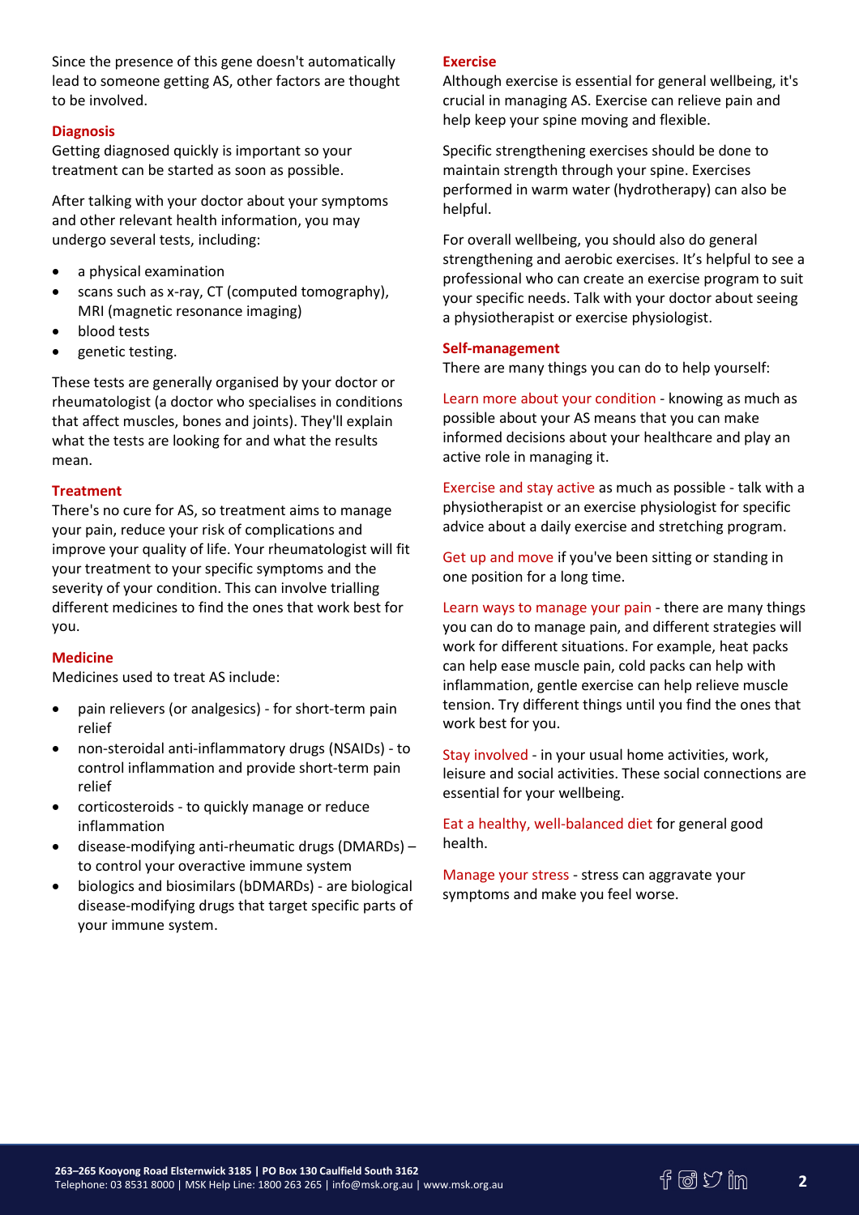Since the presence of this gene doesn't automatically lead to someone getting AS, other factors are thought to be involved.

## Diagnosis

Getting diagnosed quickly is important so your treatment can be started as soon as possible.

After talking with your doctor about your symptoms and other relevant health information, you may undergo several tests, including:

- a physical examination
- scans such as x-ray, CT (computed tomography), MRI (magnetic resonance imaging)
- blood tests
- genetic testing.

These tests are generally organised by your doctor or rheumatologist (a doctor who specialises in conditions that affect muscles, bones and joints). They'll explain what the tests are looking for and what the results mean.

## Treatment

There's no cure for AS, so treatment aims to manage your pain, reduce your risk of complications and improve your quality of life. Your rheumatologist will fit your treatment to your specific symptoms and the severity of your condition. This can involve trialling different medicines to find the ones that work best for you.

## Medicine

Medicines used to treat AS include:

- pain relievers (or analgesics) - for short-term pain relief
- non-steroidal anti-inflammatory drugs (NSAIDs) - to control inflammation and provide short-term pain relief
- corticosteroids - to quickly manage or reduce inflammation
- disease-modifying anti-rheumatic drugs (DMARDs) – to control your overactive immune system
- biologics and biosimilars (bDMARDs) - are biological disease-modifying drugs that target specific parts of your immune system.

## Exercise

Although exercise is essential for general wellbeing, it's crucial in managing AS. Exercise can relieve pain and help keep your spine moving and flexible.

Specific strengthening exercises should be done to maintain strength through your spine. Exercises performed in warm water (hydrotherapy) can also be helpful.

For overall wellbeing, you should also do general strengthening and aerobic exercises. It's helpful to see a professional who can create an exercise program to suit your specific needs. Talk with your doctor about seeing a physiotherapist or exercise physiologist.

## Self-management

There are many things you can do to help yourself:

Learn more about your condition - knowing as much as possible about your AS means that you can make informed decisions about your healthcare and play an active role in managing it.

Exercise and stay active as much as possible - talk with a physiotherapist or an exercise physiologist for specific advice about a daily exercise and stretching program.

Get up and move if you've been sitting or standing in one position for a long time.

Learn ways to manage your pain - there are many things you can do to manage pain, and different strategies will work for different situations. For example, heat packs can help ease muscle pain, cold packs can help with inflammation, gentle exercise can help relieve muscle tension. Try different things until you find the ones that work best for you.

Stay involved - in your usual home activities, work, leisure and social activities. These social connections are essential for your wellbeing.

Eat a healthy, well-balanced diet for general good health.

Manage your stress - stress can aggravate your symptoms and make you feel worse.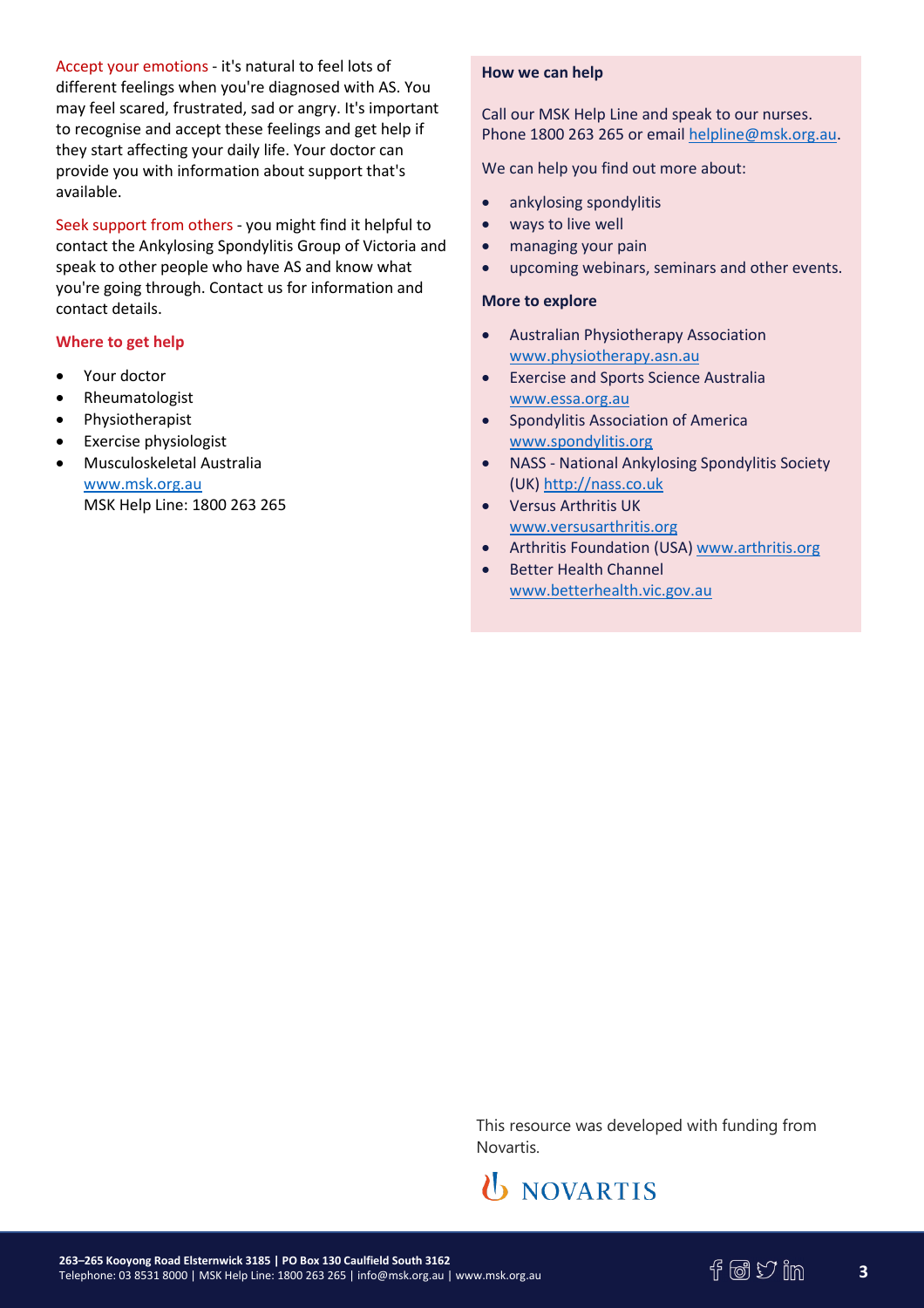Accept your emotions - it's natural to feel lots of different feelings when you're diagnosed with AS. You may feel scared, frustrated, sad or angry. It's important to recognise and accept these feelings and get help if they start affecting your daily life. Your doctor can provide you with information about support that's available.

Seek support from others - you might find it helpful to contact the Ankylosing Spondylitis Group of Victoria and speak to other people who have AS and know what you're going through. Contact us for information and contact details.

### Where to get help

- Your doctor
- Rheumatologist
- Physiotherapist
- Exercise physiologist
- Musculoskeletal Australia
  www.msk.org.au
  MSK Help Line: 1800 263 265

**How we can help**

Call our MSK Help Line and speak to our nurses. Phone 1800 263 265 or email helpline@msk.org.au.

We can help you find out more about:

- ankylosing spondylitis
- ways to live well
- managing your pain
- upcoming webinars, seminars and other events.

**More to explore**

- Australian Physiotherapy Association
  www.physiotherapy.asn.au
- Exercise and Sports Science Australia
  www.essa.org.au
- Spondylitis Association of America
  www.spondylitis.org
- NASS - National Ankylosing Spondylitis Society (UK) http://nass.co.uk
- Versus Arthritis UK
  www.versusarthritis.org
- Arthritis Foundation (USA) www.arthritis.org
- Better Health Channel
  www.betterhealth.vic.gov.au

This resource was developed with funding from Novartis.

NOVARTIS

**263–265 Kooyong Road Elsternwick 3185 | PO Box 130 Caulfield South 3162**
Telephone: 03 8531 8000 | MSK Help Line: 1800 263 265 | info@msk.org.au | www.msk.org.au